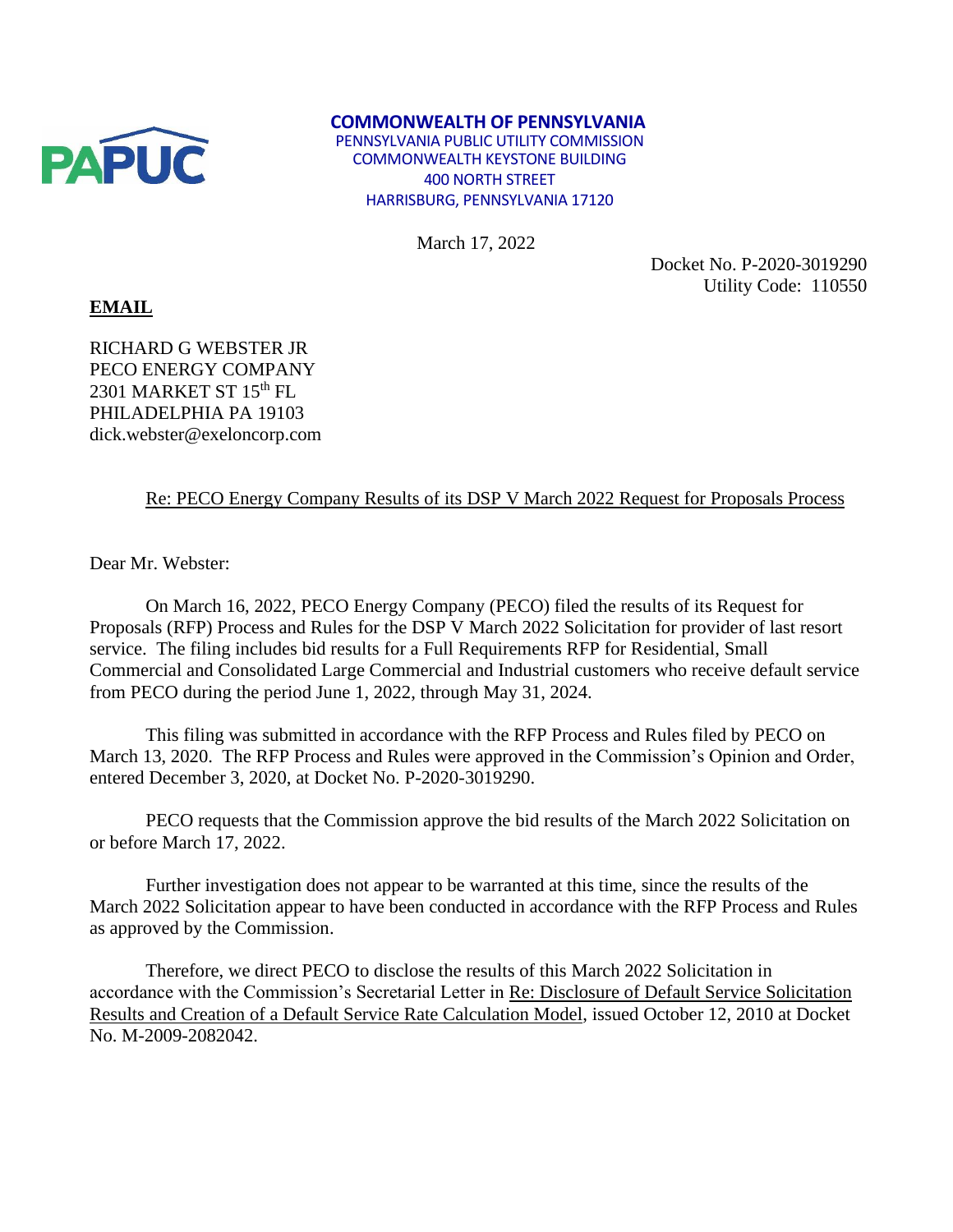**COMMONWEALTH OF PENNSYLVANIA**
PENNSYLVANIA PUBLIC UTILITY COMMISSION
COMMONWEALTH KEYSTONE BUILDING
400 NORTH STREET
HARRISBURG, PENNSYLVANIA 17120

March 17, 2022

Docket No. P-2020-3019290
Utility Code: 110550

**EMAIL**

RICHARD G WEBSTER JR
PECO ENERGY COMPANY
2301 MARKET ST 15th FL
PHILADELPHIA PA 19103
dick.webster@exeloncorp.com

Re: PECO Energy Company Results of its DSP V March 2022 Request for Proposals Process

Dear Mr. Webster:

On March 16, 2022, PECO Energy Company (PECO) filed the results of its Request for Proposals (RFP) Process and Rules for the DSP V March 2022 Solicitation for provider of last resort service. The filing includes bid results for a Full Requirements RFP for Residential, Small Commercial and Consolidated Large Commercial and Industrial customers who receive default service from PECO during the period June 1, 2022, through May 31, 2024.

This filing was submitted in accordance with the RFP Process and Rules filed by PECO on March 13, 2020. The RFP Process and Rules were approved in the Commission's Opinion and Order, entered December 3, 2020, at Docket No. P-2020-3019290.

PECO requests that the Commission approve the bid results of the March 2022 Solicitation on or before March 17, 2022.

Further investigation does not appear to be warranted at this time, since the results of the March 2022 Solicitation appear to have been conducted in accordance with the RFP Process and Rules as approved by the Commission.

Therefore, we direct PECO to disclose the results of this March 2022 Solicitation in accordance with the Commission's Secretarial Letter in Re: Disclosure of Default Service Solicitation Results and Creation of a Default Service Rate Calculation Model, issued October 12, 2010 at Docket No. M-2009-2082042.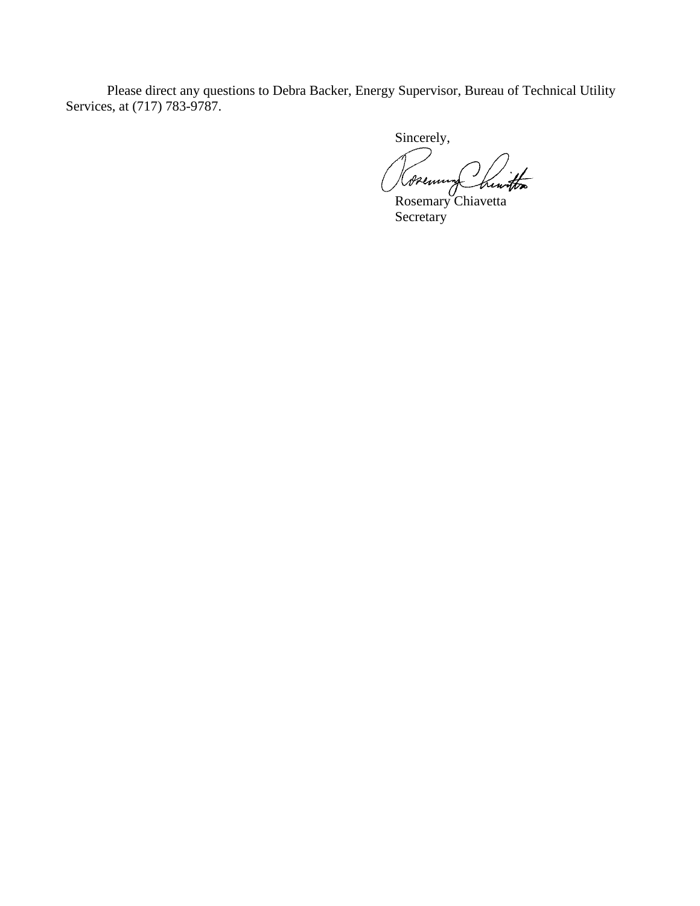Please direct any questions to Debra Backer, Energy Supervisor, Bureau of Technical Utility Services, at (717) 783-9787.

Sincerely,

Rosemary Chiavetta
Secretary